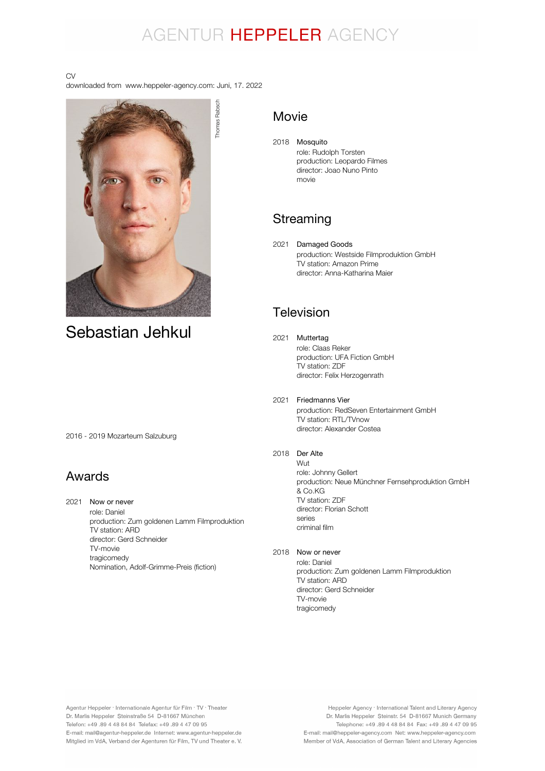# AGENTUR HEPPELER AGENCY

CV
downloaded from www.heppeler-agency.com: Juni, 17. 2022

Thomas Rabsch

# Sebastian Jehkul

2016 - 2019 Mozarteum Salzburg

## Awards

2021 **Now or never**
role: Daniel
production: Zum goldenen Lamm Filmproduktion
TV station: ARD
director: Gerd Schneider
TV-movie
tragicomedy
Nomination, Adolf-Grimme-Preis (fiction)

## Movie

2018 **Mosquito**
role: Rudolph Torsten
production: Leopardo Filmes
director: Joao Nuno Pinto
movie

## Streaming

2021 **Damaged Goods**
production: Westside Filmproduktion GmbH
TV station: Amazon Prime
director: Anna-Katharina Maier

## Television

2021 **Muttertag**
role: Claas Reker
production: UFA Fiction GmbH
TV station: ZDF
director: Felix Herzogenrath

2021 **Friedmanns Vier**
production: RedSeven Entertainment GmbH
TV station: RTL/TVnow
director: Alexander Costea

2018 **Der Alte**
Wut
role: Johnny Gellert
production: Neue Münchner Fernsehproduktion GmbH & Co.KG
TV station: ZDF
director: Florian Schott
series
criminal film

2018 **Now or never**
role: Daniel
production: Zum goldenen Lamm Filmproduktion
TV station: ARD
director: Gerd Schneider
TV-movie
tragicomedy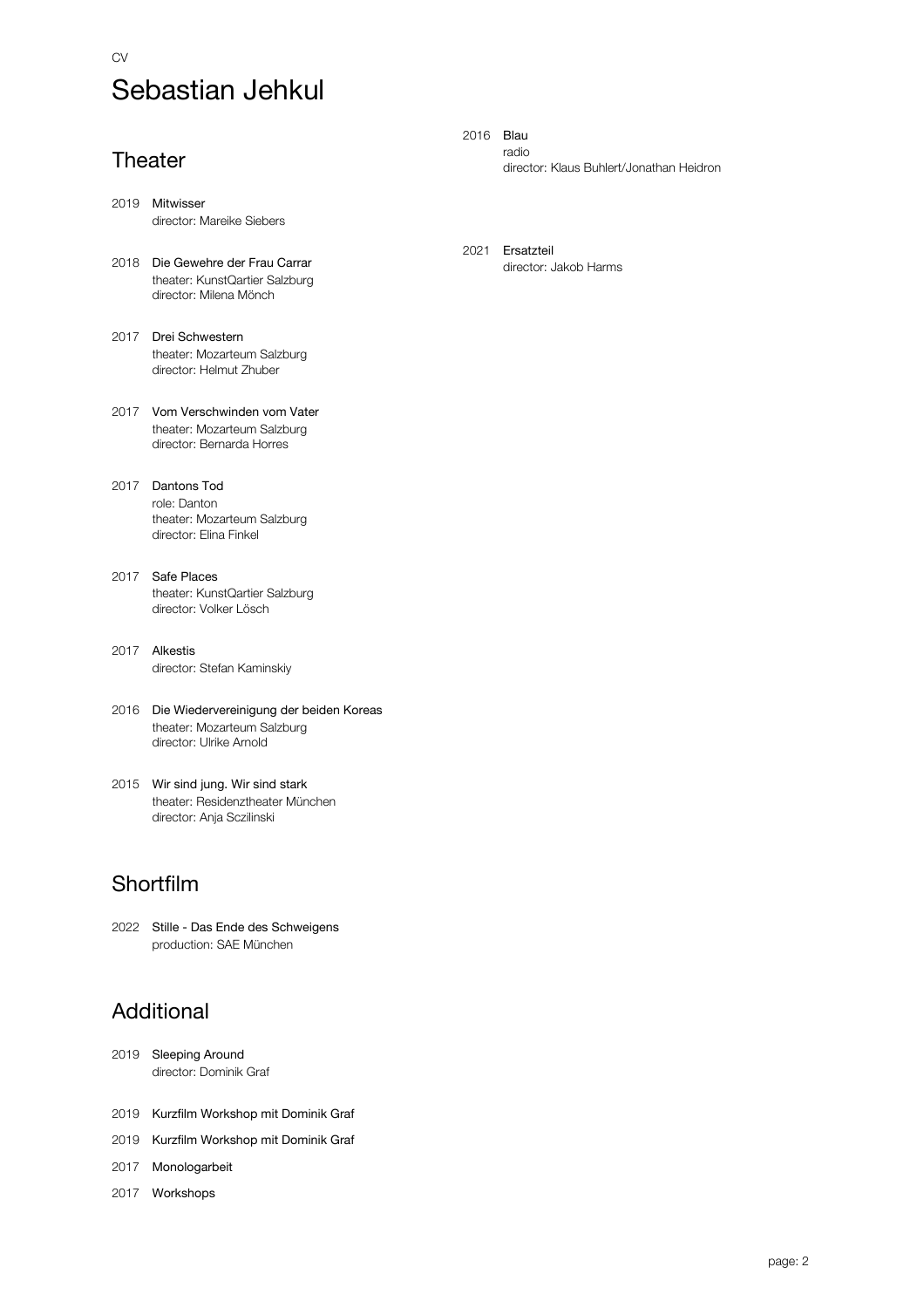CV

# Sebastian Jehkul

## Theater

2019 Mitwisser
director: Mareike Siebers

2018 Die Gewehre der Frau Carrar
theater: KunstQartier Salzburg
director: Milena Mönch

2017 Drei Schwestern
theater: Mozarteum Salzburg
director: Helmut Zhuber

2017 Vom Verschwinden vom Vater
theater: Mozarteum Salzburg
director: Bernarda Horres

2017 Dantons Tod
role: Danton
theater: Mozarteum Salzburg
director: Elina Finkel

2017 Safe Places
theater: KunstQartier Salzburg
director: Volker Lösch

2017 Alkestis
director: Stefan Kaminskiy

2016 Die Wiedervereinigung der beiden Koreas
theater: Mozarteum Salzburg
director: Ulrike Arnold

2015 Wir sind jung. Wir sind stark
theater: Residenztheater München
director: Anja Sczilinski

## Shortfilm

2022 Stille - Das Ende des Schweigens
production: SAE München

## Additional

2019 Sleeping Around
director: Dominik Graf

2019 Kurzfilm Workshop mit Dominik Graf

2019 Kurzfilm Workshop mit Dominik Graf

2017 Monologarbeit

2017 Workshops

2016 Blau
radio
director: Klaus Buhlert/Jonathan Heidron

2021 Ersatzteil
director: Jakob Harms